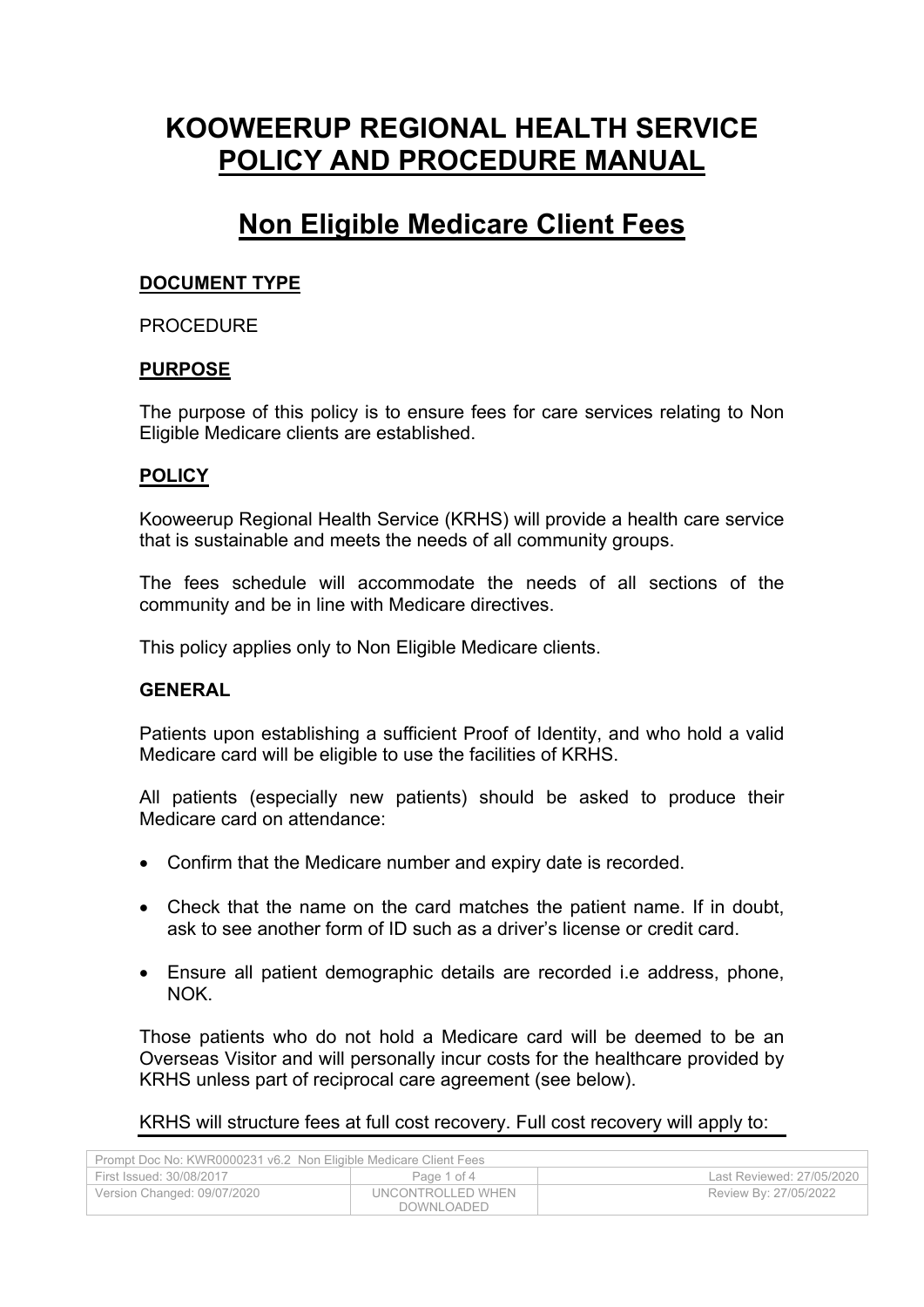# KOOWEERUP REGIONAL HEALTH SERVICE
# POLICY AND PROCEDURE MANUAL

## Non Eligible Medicare Client Fees

### DOCUMENT TYPE

PROCEDURE

### PURPOSE

The purpose of this policy is to ensure fees for care services relating to Non Eligible Medicare clients are established.

### POLICY

Kooweerup Regional Health Service (KRHS) will provide a health care service that is sustainable and meets the needs of all community groups.

The fees schedule will accommodate the needs of all sections of the community and be in line with Medicare directives.

This policy applies only to Non Eligible Medicare clients.

### GENERAL

Patients upon establishing a sufficient Proof of Identity, and who hold a valid Medicare card will be eligible to use the facilities of KRHS.

All patients (especially new patients) should be asked to produce their Medicare card on attendance:

- Confirm that the Medicare number and expiry date is recorded.
- Check that the name on the card matches the patient name. If in doubt, ask to see another form of ID such as a driver's license or credit card.
- Ensure all patient demographic details are recorded i.e address, phone, NOK.

Those patients who do not hold a Medicare card will be deemed to be an Overseas Visitor and will personally incur costs for the healthcare provided by KRHS unless part of reciprocal care agreement (see below).

KRHS will structure fees at full cost recovery. Full cost recovery will apply to: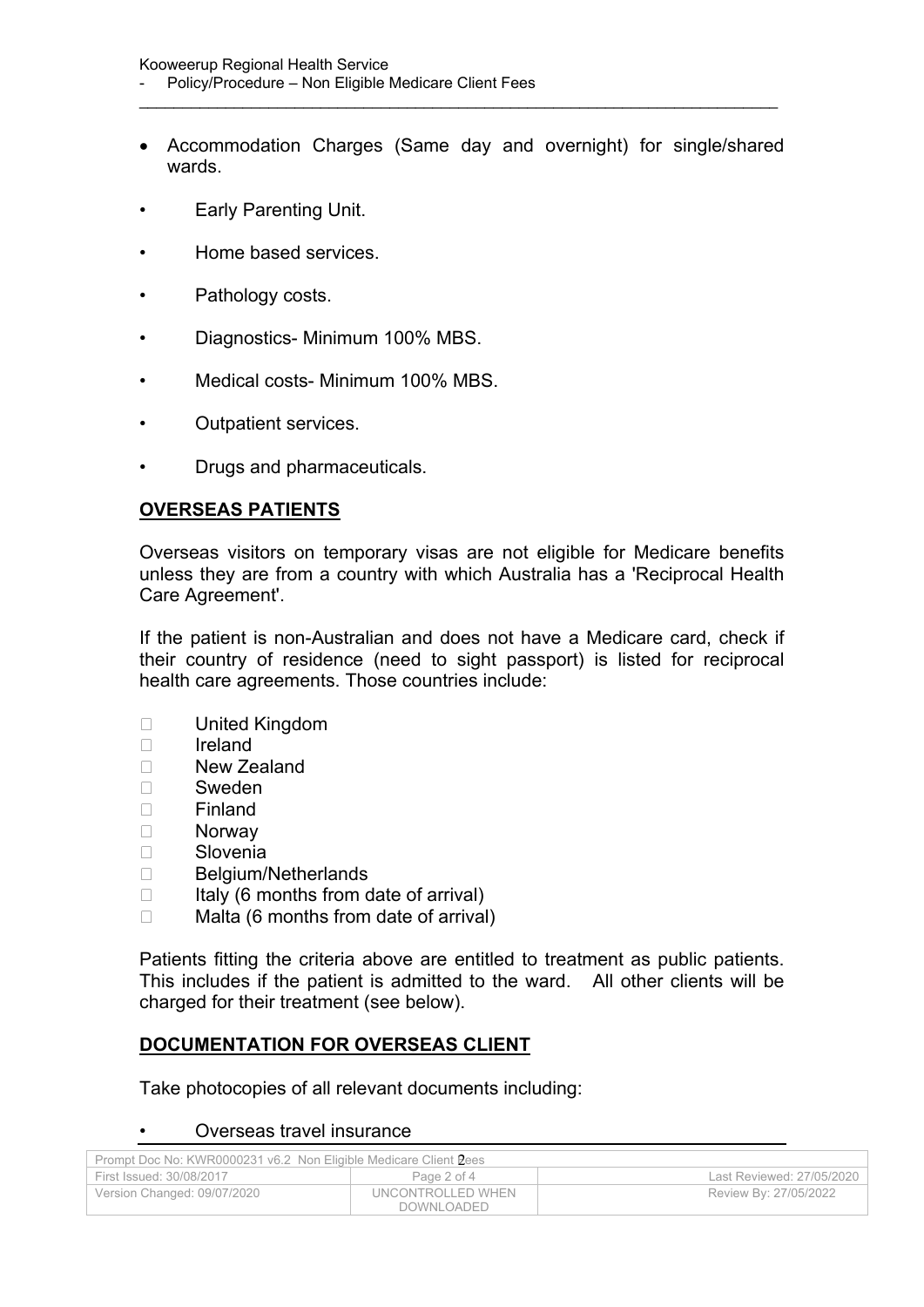- Accommodation Charges (Same day and overnight) for single/shared wards.
- Early Parenting Unit.
- Home based services.
- Pathology costs.
- Diagnostics- Minimum 100% MBS.
- Medical costs- Minimum 100% MBS.
- Outpatient services.
- Drugs and pharmaceuticals.

## OVERSEAS PATIENTS

Overseas visitors on temporary visas are not eligible for Medicare benefits unless they are from a country with which Australia has a 'Reciprocal Health Care Agreement'.

If the patient is non-Australian and does not have a Medicare card, check if their country of residence (need to sight passport) is listed for reciprocal health care agreements. Those countries include:

- United Kingdom
- Ireland
- New Zealand
- Sweden
- Finland
- Norway
- Slovenia
- Belgium/Netherlands
- Italy (6 months from date of arrival)
- Malta (6 months from date of arrival)

Patients fitting the criteria above are entitled to treatment as public patients. This includes if the patient is admitted to the ward. All other clients will be charged for their treatment (see below).

## DOCUMENTATION FOR OVERSEAS CLIENT

Take photocopies of all relevant documents including:

- Overseas travel insurance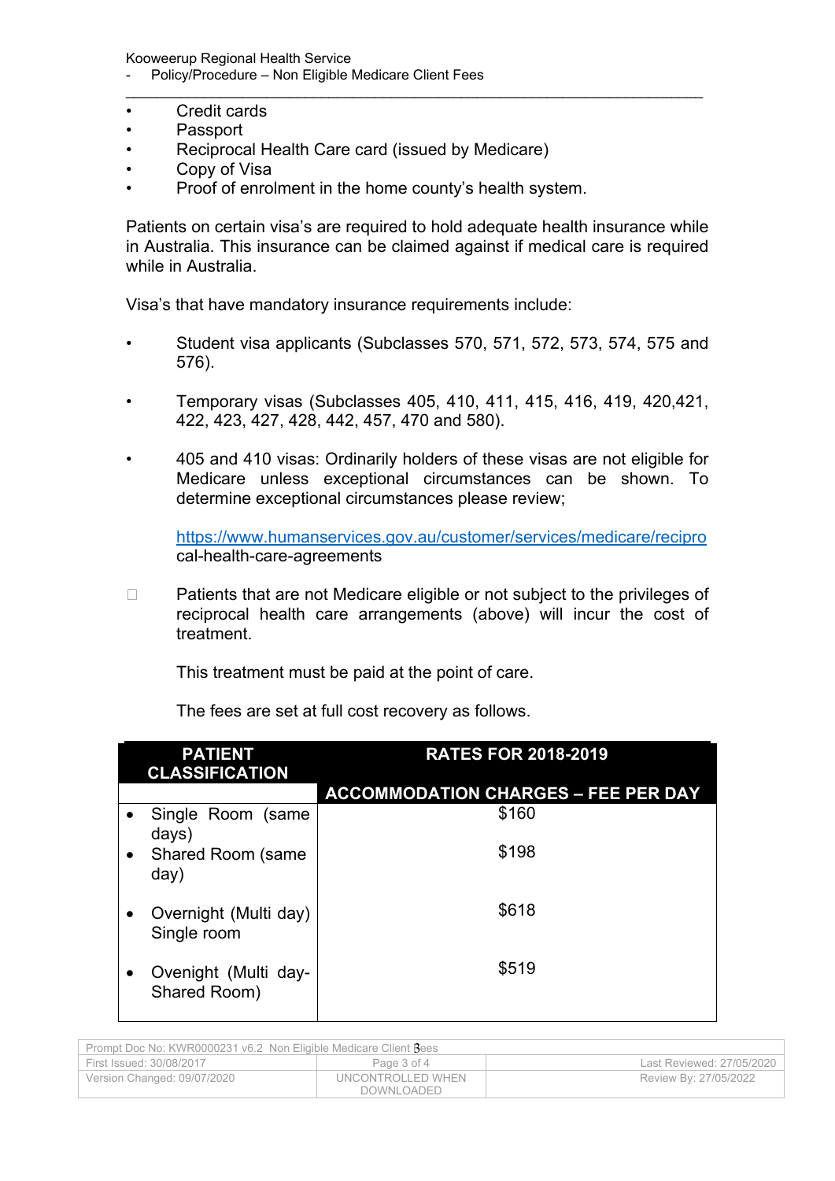- Credit cards
- Passport
- Reciprocal Health Care card (issued by Medicare)
- Copy of Visa
- Proof of enrolment in the home county's health system.

Patients on certain visa's are required to hold adequate health insurance while in Australia. This insurance can be claimed against if medical care is required while in Australia.

Visa's that have mandatory insurance requirements include:

- Student visa applicants (Subclasses 570, 571, 572, 573, 574, 575 and 576).

- Temporary visas (Subclasses 405, 410, 411, 415, 416, 419, 420,421, 422, 423, 427, 428, 442, 457, 470 and 580).

- 405 and 410 visas: Ordinarily holders of these visas are not eligible for Medicare unless exceptional circumstances can be shown. To determine exceptional circumstances please review;

  https://www.humanservices.gov.au/customer/services/medicare/reciprocal-health-care-agreements

- Patients that are not Medicare eligible or not subject to the privileges of reciprocal health care arrangements (above) will incur the cost of treatment.

  This treatment must be paid at the point of care.

  The fees are set at full cost recovery as follows.

| PATIENT CLASSIFICATION | RATES FOR 2018-2019 |
|---|---|
| | ACCOMMODATION CHARGES – FEE PER DAY |
| • Single Room (same days) | $160 |
| • Shared Room (same day) | $198 |
| • Overnight (Multi day) Single room | $618 |
| • Ovenight (Multi day- Shared Room) | $519 |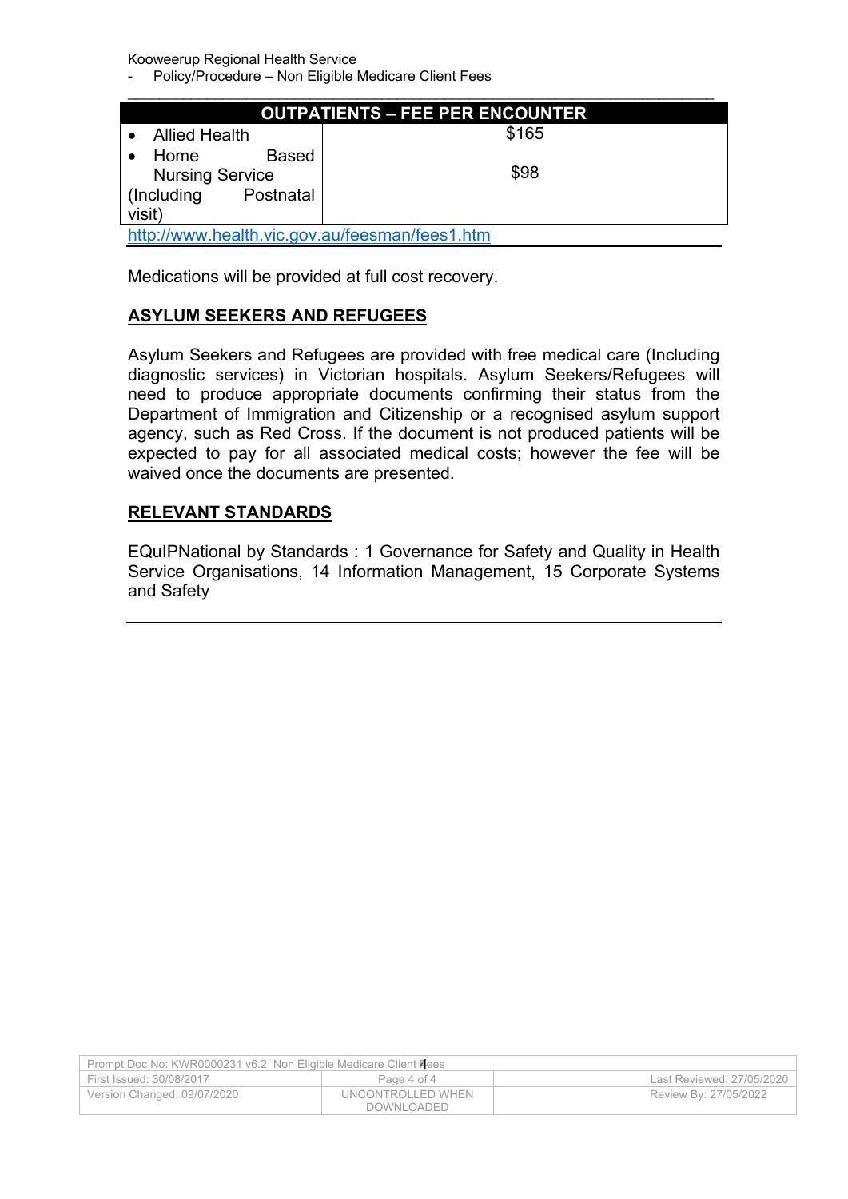| OUTPATIENTS – FEE PER ENCOUNTER | |
|---|---|
| • Allied Health | $165 |
| • Home Based Nursing Service (Including Postnatal visit) | $98 |
| http://www.health.vic.gov.au/feesman/fees1.htm | |

Medications will be provided at full cost recovery.

## ASYLUM SEEKERS AND REFUGEES

Asylum Seekers and Refugees are provided with free medical care (Including diagnostic services) in Victorian hospitals. Asylum Seekers/Refugees will need to produce appropriate documents confirming their status from the Department of Immigration and Citizenship or a recognised asylum support agency, such as Red Cross. If the document is not produced patients will be expected to pay for all associated medical costs; however the fee will be waived once the documents are presented.

## RELEVANT STANDARDS

EQuIPNational by Standards : 1 Governance for Safety and Quality in Health Service Organisations, 14 Information Management, 15 Corporate Systems and Safety